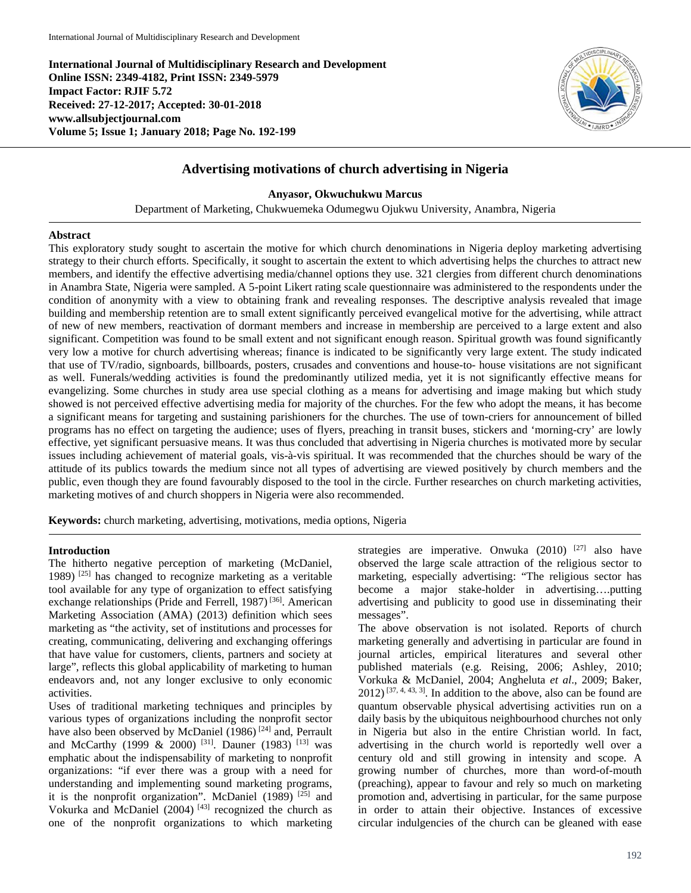**International Journal of Multidisciplinary Research and Development**
**Online ISSN: 2349-4182, Print ISSN: 2349-5979**
**Impact Factor: RJIF 5.72**
**Received: 27-12-2017; Accepted: 30-01-2018**
**www.allsubjectjournal.com**
**Volume 5; Issue 1; January 2018; Page No. 192-199**

# Advertising motivations of church advertising in Nigeria

**Anyasor, Okwuchukwu Marcus**

Department of Marketing, Chukwuemeka Odumegwu Ojukwu University, Anambra, Nigeria

## Abstract

This exploratory study sought to ascertain the motive for which church denominations in Nigeria deploy marketing advertising strategy to their church efforts. Specifically, it sought to ascertain the extent to which advertising helps the churches to attract new members, and identify the effective advertising media/channel options they use. 321 clergies from different church denominations in Anambra State, Nigeria were sampled. A 5-point Likert rating scale questionnaire was administered to the respondents under the condition of anonymity with a view to obtaining frank and revealing responses. The descriptive analysis revealed that image building and membership retention are to small extent significantly perceived evangelical motive for the advertising, while attract of new of new members, reactivation of dormant members and increase in membership are perceived to a large extent and also significant. Competition was found to be small extent and not significant enough reason. Spiritual growth was found significantly very low a motive for church advertising whereas; finance is indicated to be significantly very large extent. The study indicated that use of TV/radio, signboards, billboards, posters, crusades and conventions and house-to- house visitations are not significant as well. Funerals/wedding activities is found the predominantly utilized media, yet it is not significantly effective means for evangelizing. Some churches in study area use special clothing as a means for advertising and image making but which study showed is not perceived effective advertising media for majority of the churches. For the few who adopt the means, it has become a significant means for targeting and sustaining parishioners for the churches. The use of town-criers for announcement of billed programs has no effect on targeting the audience; uses of flyers, preaching in transit buses, stickers and 'morning-cry' are lowly effective, yet significant persuasive means. It was thus concluded that advertising in Nigeria churches is motivated more by secular issues including achievement of material goals, vis-à-vis spiritual. It was recommended that the churches should be wary of the attitude of its publics towards the medium since not all types of advertising are viewed positively by church members and the public, even though they are found favourably disposed to the tool in the circle. Further researches on church marketing activities, marketing motives of and church shoppers in Nigeria were also recommended.

**Keywords:** church marketing, advertising, motivations, media options, Nigeria

## Introduction

The hitherto negative perception of marketing (McDaniel, 1989) [25] has changed to recognize marketing as a veritable tool available for any type of organization to effect satisfying exchange relationships (Pride and Ferrell, 1987) [36]. American Marketing Association (AMA) (2013) definition which sees marketing as "the activity, set of institutions and processes for creating, communicating, delivering and exchanging offerings that have value for customers, clients, partners and society at large", reflects this global applicability of marketing to human endeavors and, not any longer exclusive to only economic activities.

Uses of traditional marketing techniques and principles by various types of organizations including the nonprofit sector have also been observed by McDaniel (1986) [24] and, Perrault and McCarthy (1999 & 2000) [31]. Dauner (1983) [13] was emphatic about the indispensability of marketing to nonprofit organizations: "if ever there was a group with a need for understanding and implementing sound marketing programs, it is the nonprofit organization". McDaniel (1989) [25] and Vokurka and McDaniel (2004) [43] recognized the church as one of the nonprofit organizations to which marketing strategies are imperative. Onwuka (2010) [27] also have observed the large scale attraction of the religious sector to marketing, especially advertising: "The religious sector has become a major stake-holder in advertising….putting advertising and publicity to good use in disseminating their messages".

The above observation is not isolated. Reports of church marketing generally and advertising in particular are found in journal articles, empirical literatures and several other published materials (e.g. Reising, 2006; Ashley, 2010; Vorkuka & McDaniel, 2004; Angheluta *et al*., 2009; Baker, 2012) [37, 4, 43, 3]. In addition to the above, also can be found are quantum observable physical advertising activities run on a daily basis by the ubiquitous neighbourhood churches not only in Nigeria but also in the entire Christian world. In fact, advertising in the church world is reportedly well over a century old and still growing in intensity and scope. A growing number of churches, more than word-of-mouth (preaching), appear to favour and rely so much on marketing promotion and, advertising in particular, for the same purpose in order to attain their objective. Instances of excessive circular indulgencies of the church can be gleaned with ease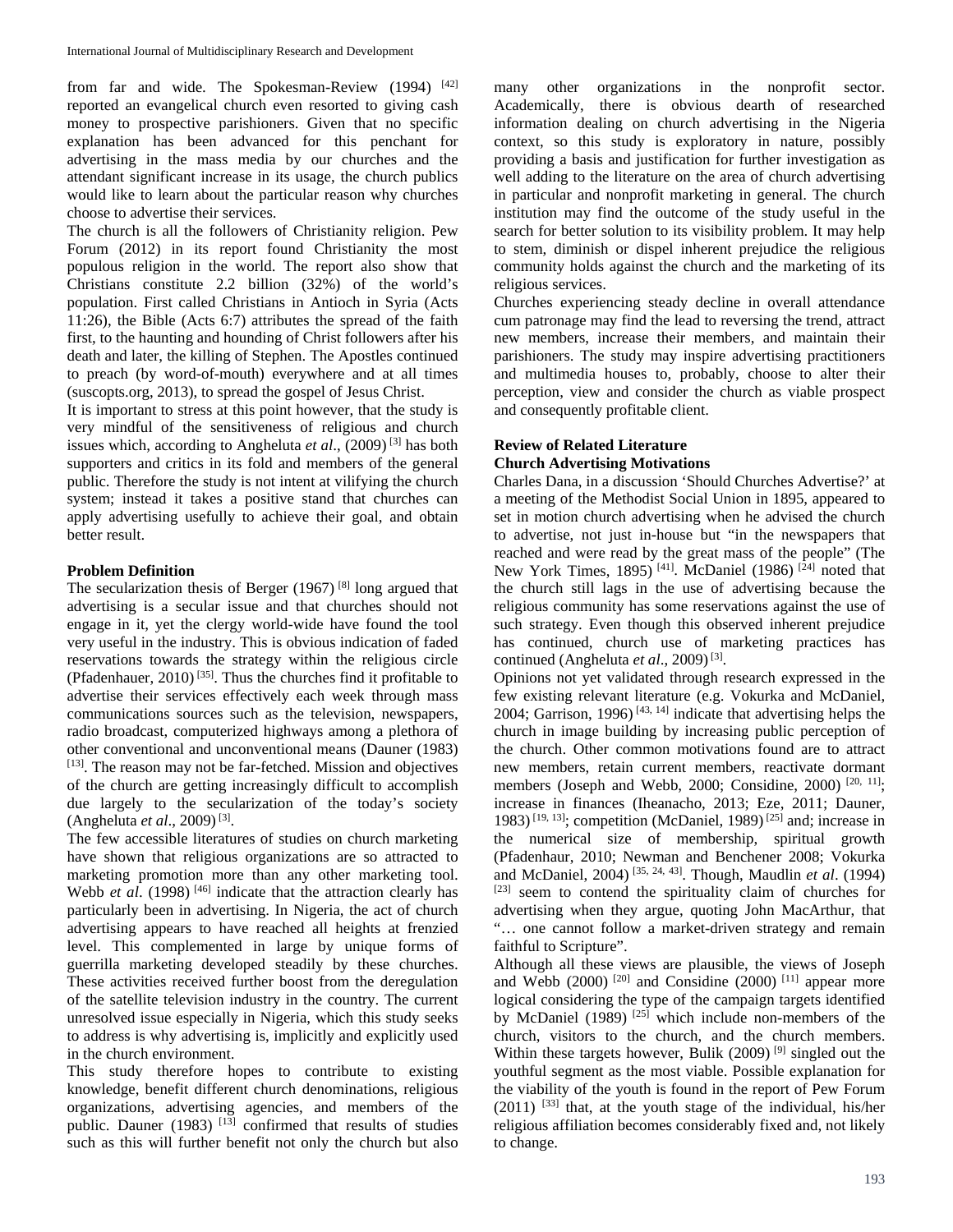from far and wide. The Spokesman-Review (1994) [42] reported an evangelical church even resorted to giving cash money to prospective parishioners. Given that no specific explanation has been advanced for this penchant for advertising in the mass media by our churches and the attendant significant increase in its usage, the church publics would like to learn about the particular reason why churches choose to advertise their services.

The church is all the followers of Christianity religion. Pew Forum (2012) in its report found Christianity the most populous religion in the world. The report also show that Christians constitute 2.2 billion (32%) of the world's population. First called Christians in Antioch in Syria (Acts 11:26), the Bible (Acts 6:7) attributes the spread of the faith first, to the haunting and hounding of Christ followers after his death and later, the killing of Stephen. The Apostles continued to preach (by word-of-mouth) everywhere and at all times (suscopts.org, 2013), to spread the gospel of Jesus Christ.

It is important to stress at this point however, that the study is very mindful of the sensitiveness of religious and church issues which, according to Angheluta *et al*., (2009) [3] has both supporters and critics in its fold and members of the general public. Therefore the study is not intent at vilifying the church system; instead it takes a positive stand that churches can apply advertising usefully to achieve their goal, and obtain better result.

### Problem Definition

The secularization thesis of Berger (1967) [8] long argued that advertising is a secular issue and that churches should not engage in it, yet the clergy world-wide have found the tool very useful in the industry. This is obvious indication of faded reservations towards the strategy within the religious circle (Pfadenhauer, 2010) [35]. Thus the churches find it profitable to advertise their services effectively each week through mass communications sources such as the television, newspapers, radio broadcast, computerized highways among a plethora of other conventional and unconventional means (Dauner (1983) [13]. The reason may not be far-fetched. Mission and objectives of the church are getting increasingly difficult to accomplish due largely to the secularization of the today's society (Angheluta *et al*., 2009) [3].

The few accessible literatures of studies on church marketing have shown that religious organizations are so attracted to marketing promotion more than any other marketing tool. Webb *et al*. (1998) [46] indicate that the attraction clearly has particularly been in advertising. In Nigeria, the act of church advertising appears to have reached all heights at frenzied level. This complemented in large by unique forms of guerrilla marketing developed steadily by these churches. These activities received further boost from the deregulation of the satellite television industry in the country. The current unresolved issue especially in Nigeria, which this study seeks to address is why advertising is, implicitly and explicitly used in the church environment.

This study therefore hopes to contribute to existing knowledge, benefit different church denominations, religious organizations, advertising agencies, and members of the public. Dauner (1983) [13] confirmed that results of studies such as this will further benefit not only the church but also many other organizations in the nonprofit sector. Academically, there is obvious dearth of researched information dealing on church advertising in the Nigeria context, so this study is exploratory in nature, possibly providing a basis and justification for further investigation as well adding to the literature on the area of church advertising in particular and nonprofit marketing in general. The church institution may find the outcome of the study useful in the search for better solution to its visibility problem. It may help to stem, diminish or dispel inherent prejudice the religious community holds against the church and the marketing of its religious services.

Churches experiencing steady decline in overall attendance cum patronage may find the lead to reversing the trend, attract new members, increase their members, and maintain their parishioners. The study may inspire advertising practitioners and multimedia houses to, probably, choose to alter their perception, view and consider the church as viable prospect and consequently profitable client.

## Review of Related Literature

### Church Advertising Motivations

Charles Dana, in a discussion 'Should Churches Advertise?' at a meeting of the Methodist Social Union in 1895, appeared to set in motion church advertising when he advised the church to advertise, not just in-house but "in the newspapers that reached and were read by the great mass of the people" (The New York Times, 1895) [41]. McDaniel (1986) [24] noted that the church still lags in the use of advertising because the religious community has some reservations against the use of such strategy. Even though this observed inherent prejudice has continued, church use of marketing practices has continued (Angheluta *et al*., 2009) [3].

Opinions not yet validated through research expressed in the few existing relevant literature (e.g. Vokurka and McDaniel, 2004; Garrison, 1996) [43, 14] indicate that advertising helps the church in image building by increasing public perception of the church. Other common motivations found are to attract new members, retain current members, reactivate dormant members (Joseph and Webb, 2000; Considine, 2000) [20, 11]; increase in finances (Iheanacho, 2013; Eze, 2011; Dauner, 1983) [19, 13]; competition (McDaniel, 1989) [25] and; increase in the numerical size of membership, spiritual growth (Pfadenhaur, 2010; Newman and Benchener 2008; Vokurka and McDaniel, 2004) [35, 24, 43]. Though, Maudlin *et al*. (1994) [23] seem to contend the spirituality claim of churches for advertising when they argue, quoting John MacArthur, that "… one cannot follow a market-driven strategy and remain faithful to Scripture".

Although all these views are plausible, the views of Joseph and Webb (2000) [20] and Considine (2000) [11] appear more logical considering the type of the campaign targets identified by McDaniel (1989) [25] which include non-members of the church, visitors to the church, and the church members. Within these targets however, Bulik (2009) [9] singled out the youthful segment as the most viable. Possible explanation for the viability of the youth is found in the report of Pew Forum (2011) [33] that, at the youth stage of the individual, his/her religious affiliation becomes considerably fixed and, not likely to change.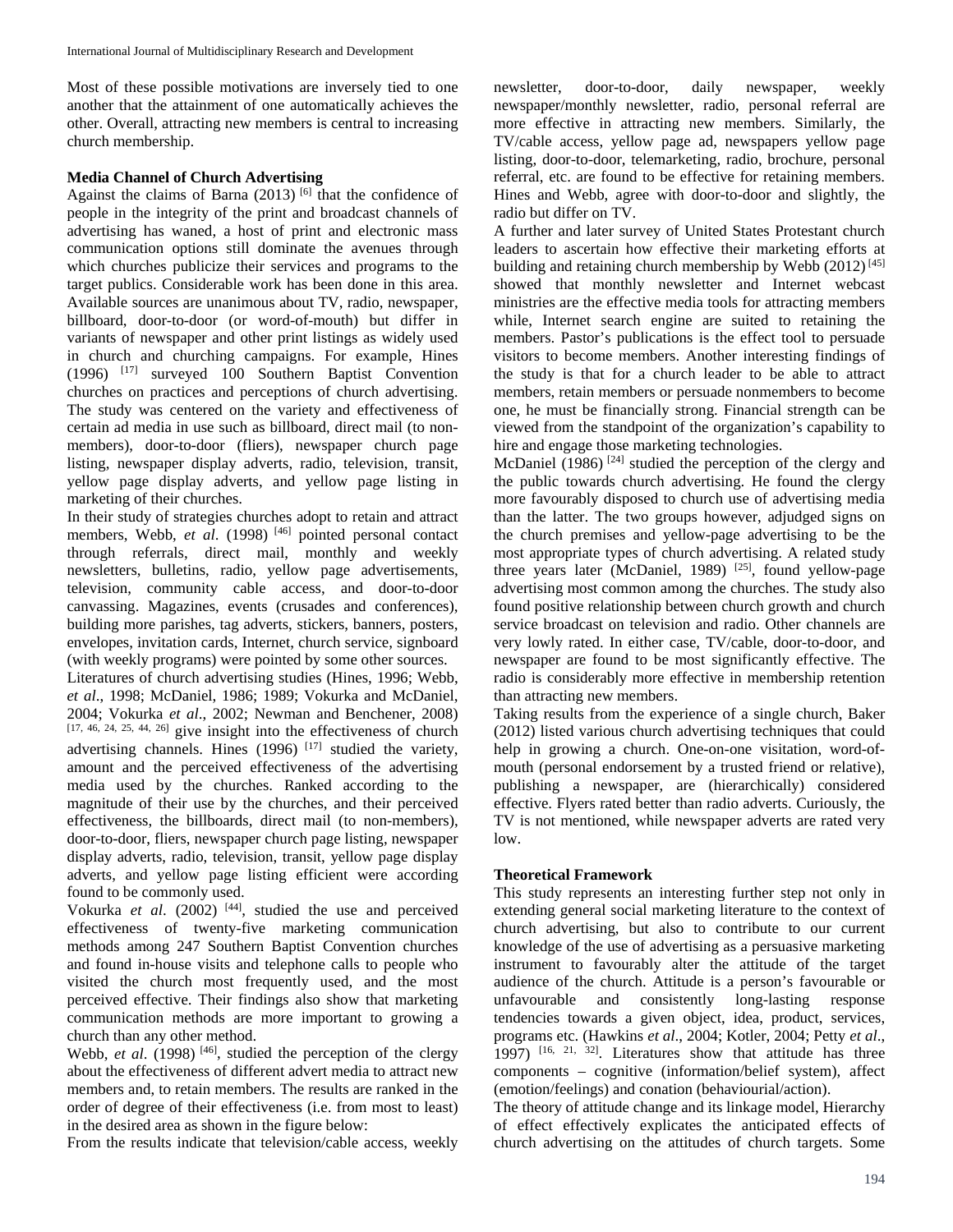Most of these possible motivations are inversely tied to one another that the attainment of one automatically achieves the other. Overall, attracting new members is central to increasing church membership.

**Media Channel of Church Advertising**

Against the claims of Barna (2013) [6] that the confidence of people in the integrity of the print and broadcast channels of advertising has waned, a host of print and electronic mass communication options still dominate the avenues through which churches publicize their services and programs to the target publics. Considerable work has been done in this area. Available sources are unanimous about TV, radio, newspaper, billboard, door-to-door (or word-of-mouth) but differ in variants of newspaper and other print listings as widely used in church and churching campaigns. For example, Hines (1996) [17] surveyed 100 Southern Baptist Convention churches on practices and perceptions of church advertising. The study was centered on the variety and effectiveness of certain ad media in use such as billboard, direct mail (to non-members), door-to-door (fliers), newspaper church page listing, newspaper display adverts, radio, television, transit, yellow page display adverts, and yellow page listing in marketing of their churches.

In their study of strategies churches adopt to retain and attract members, Webb, *et al*. (1998) [46] pointed personal contact through referrals, direct mail, monthly and weekly newsletters, bulletins, radio, yellow page advertisements, television, community cable access, and door-to-door canvassing. Magazines, events (crusades and conferences), building more parishes, tag adverts, stickers, banners, posters, envelopes, invitation cards, Internet, church service, signboard (with weekly programs) were pointed by some other sources.

Literatures of church advertising studies (Hines, 1996; Webb, *et al*., 1998; McDaniel, 1986; 1989; Vokurka and McDaniel, 2004; Vokurka *et al*., 2002; Newman and Benchener, 2008) [17, 46, 24, 25, 44, 26] give insight into the effectiveness of church advertising channels. Hines (1996) [17] studied the variety, amount and the perceived effectiveness of the advertising media used by the churches. Ranked according to the magnitude of their use by the churches, and their perceived effectiveness, the billboards, direct mail (to non-members), door-to-door, fliers, newspaper church page listing, newspaper display adverts, radio, television, transit, yellow page display adverts, and yellow page listing efficient were according found to be commonly used.

Vokurka *et al*. (2002) [44], studied the use and perceived effectiveness of twenty-five marketing communication methods among 247 Southern Baptist Convention churches and found in-house visits and telephone calls to people who visited the church most frequently used, and the most perceived effective. Their findings also show that marketing communication methods are more important to growing a church than any other method.

Webb, *et al*. (1998) [46], studied the perception of the clergy about the effectiveness of different advert media to attract new members and, to retain members. The results are ranked in the order of degree of their effectiveness (i.e. from most to least) in the desired area as shown in the figure below:

From the results indicate that television/cable access, weekly newsletter, door-to-door, daily newspaper, weekly newspaper/monthly newsletter, radio, personal referral are more effective in attracting new members. Similarly, the TV/cable access, yellow page ad, newspapers yellow page listing, door-to-door, telemarketing, radio, brochure, personal referral, etc. are found to be effective for retaining members. Hines and Webb, agree with door-to-door and slightly, the radio but differ on TV.

A further and later survey of United States Protestant church leaders to ascertain how effective their marketing efforts at building and retaining church membership by Webb (2012) [45] showed that monthly newsletter and Internet webcast ministries are the effective media tools for attracting members while, Internet search engine are suited to retaining the members. Pastor's publications is the effect tool to persuade visitors to become members. Another interesting findings of the study is that for a church leader to be able to attract members, retain members or persuade nonmembers to become one, he must be financially strong. Financial strength can be viewed from the standpoint of the organization's capability to hire and engage those marketing technologies.

McDaniel (1986) [24] studied the perception of the clergy and the public towards church advertising. He found the clergy more favourably disposed to church use of advertising media than the latter. The two groups however, adjudged signs on the church premises and yellow-page advertising to be the most appropriate types of church advertising. A related study three years later (McDaniel, 1989) [25], found yellow-page advertising most common among the churches. The study also found positive relationship between church growth and church service broadcast on television and radio. Other channels are very lowly rated. In either case, TV/cable, door-to-door, and newspaper are found to be most significantly effective. The radio is considerably more effective in membership retention than attracting new members.

Taking results from the experience of a single church, Baker (2012) listed various church advertising techniques that could help in growing a church. One-on-one visitation, word-of-mouth (personal endorsement by a trusted friend or relative), publishing a newspaper, are (hierarchically) considered effective. Flyers rated better than radio adverts. Curiously, the TV is not mentioned, while newspaper adverts are rated very low.

**Theoretical Framework**

This study represents an interesting further step not only in extending general social marketing literature to the context of church advertising, but also to contribute to our current knowledge of the use of advertising as a persuasive marketing instrument to favourably alter the attitude of the target audience of the church. Attitude is a person's favourable or unfavourable and consistently long-lasting response tendencies towards a given object, idea, product, services, programs etc. (Hawkins *et al*., 2004; Kotler, 2004; Petty *et al*., 1997) [16, 21, 32]. Literatures show that attitude has three components – cognitive (information/belief system), affect (emotion/feelings) and conation (behaviourial/action).

The theory of attitude change and its linkage model, Hierarchy of effect effectively explicates the anticipated effects of church advertising on the attitudes of church targets. Some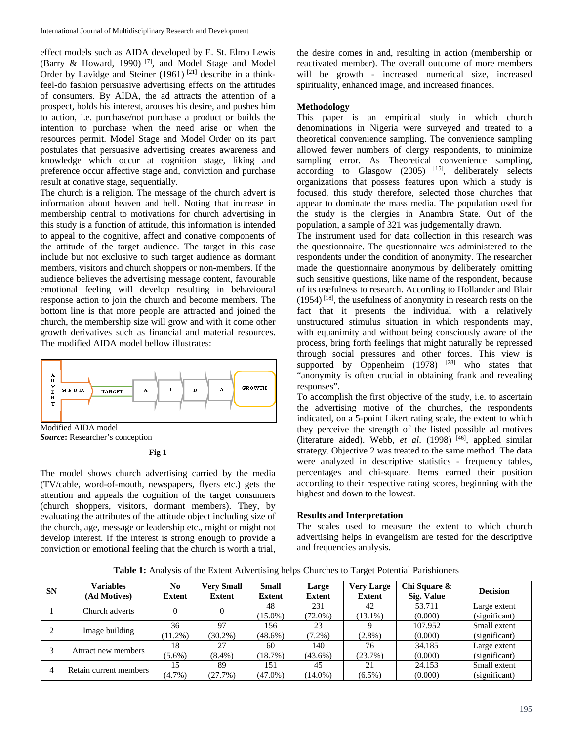effect models such as AIDA developed by E. St. Elmo Lewis (Barry & Howard, 1990) [7], and Model Stage and Model Order by Lavidge and Steiner (1961) [21] describe in a think-feel-do fashion persuasive advertising effects on the attitudes of consumers. By AIDA, the ad attracts the attention of a prospect, holds his interest, arouses his desire, and pushes him to action, i.e. purchase/not purchase a product or builds the intention to purchase when the need arise or when the resources permit. Model Stage and Model Order on its part postulates that persuasive advertising creates awareness and knowledge which occur at cognition stage, liking and preference occur affective stage and, conviction and purchase result at conative stage, sequentially.

The church is a religion. The message of the church advert is information about heaven and hell. Noting that **i**ncrease in membership central to motivations for church advertising in this study is a function of attitude, this information is intended to appeal to the cognitive, affect and conative components of the attitude of the target audience. The target in this case include but not exclusive to such target audience as dormant members, visitors and church shoppers or non-members. If the audience believes the advertising message content, favourable emotional feeling will develop resulting in behavioural response action to join the church and become members. The bottom line is that more people are attracted and joined the church, the membership size will grow and with it come other growth derivatives such as financial and material resources. The modified AIDA model bellow illustrates:

ADVERT → MEDIA → TARGET → A → I → D → A → GROWTH

Modified AIDA model
***Source*:** Researcher's conception

**Fig 1**

The model shows church advertising carried by the media (TV/cable, word-of-mouth, newspapers, flyers etc.) gets the attention and appeals the cognition of the target consumers (church shoppers, visitors, dormant members). They, by evaluating the attributes of the attitude object including size of the church, age, message or leadership etc., might or might not develop interest. If the interest is strong enough to provide a conviction or emotional feeling that the church is worth a trial, the desire comes in and, resulting in action (membership or reactivated member). The overall outcome of more members will be growth - increased numerical size, increased spirituality, enhanced image, and increased finances.

## Methodology

This paper is an empirical study in which church denominations in Nigeria were surveyed and treated to a theoretical convenience sampling. The convenience sampling allowed fewer numbers of clergy respondents, to minimize sampling error. As Theoretical convenience sampling, according to Glasgow (2005) [15], deliberately selects organizations that possess features upon which a study is focused, this study therefore, selected those churches that appear to dominate the mass media. The population used for the study is the clergies in Anambra State. Out of the population, a sample of 321 was judgementally drawn.

The instrument used for data collection in this research was the questionnaire. The questionnaire was administered to the respondents under the condition of anonymity. The researcher made the questionnaire anonymous by deliberately omitting such sensitive questions, like name of the respondent, because of its usefulness to research. According to Hollander and Blair (1954) [18], the usefulness of anonymity in research rests on the fact that it presents the individual with a relatively unstructured stimulus situation in which respondents may, with equanimity and without being consciously aware of the process, bring forth feelings that might naturally be repressed through social pressures and other forces. This view is supported by Oppenheim (1978) [28] who states that "anonymity is often crucial in obtaining frank and revealing responses".

To accomplish the first objective of the study, i.e. to ascertain the advertising motive of the churches, the respondents indicated, on a 5-point Likert rating scale, the extent to which they perceive the strength of the listed possible ad motives (literature aided). Webb, *et al*. (1998) [46], applied similar strategy. Objective 2 was treated to the same method. The data were analyzed in descriptive statistics - frequency tables, percentages and chi-square. Items earned their position according to their respective rating scores, beginning with the highest and down to the lowest.

## Results and Interpretation

The scales used to measure the extent to which church advertising helps in evangelism are tested for the descriptive and frequencies analysis.

**Table 1:** Analysis of the Extent Advertising helps Churches to Target Potential Parishioners

| SN | Variables (Ad Motives) | No Extent | Very Small Extent | Small Extent | Large Extent | Very Large Extent | Chi Square & Sig. Value | Decision |
|---|---|---|---|---|---|---|---|---|
| 1 | Church adverts | 0 | 0 | 48 (15.0%) | 231 (72.0%) | 42 (13.1%) | 53.711 (0.000) | Large extent (significant) |
| 2 | Image building | 36 (11.2%) | 97 (30.2%) | 156 (48.6%) | 23 (7.2%) | 9 (2.8%) | 107.952 (0.000) | Small extent (significant) |
| 3 | Attract new members | 18 (5.6%) | 27 (8.4%) | 60 (18.7%) | 140 (43.6%) | 76 (23.7%) | 34.185 (0.000) | Large extent (significant) |
| 4 | Retain current members | 15 (4.7%) | 89 (27.7%) | 151 (47.0%) | 45 (14.0%) | 21 (6.5%) | 24.153 (0.000) | Small extent (significant) |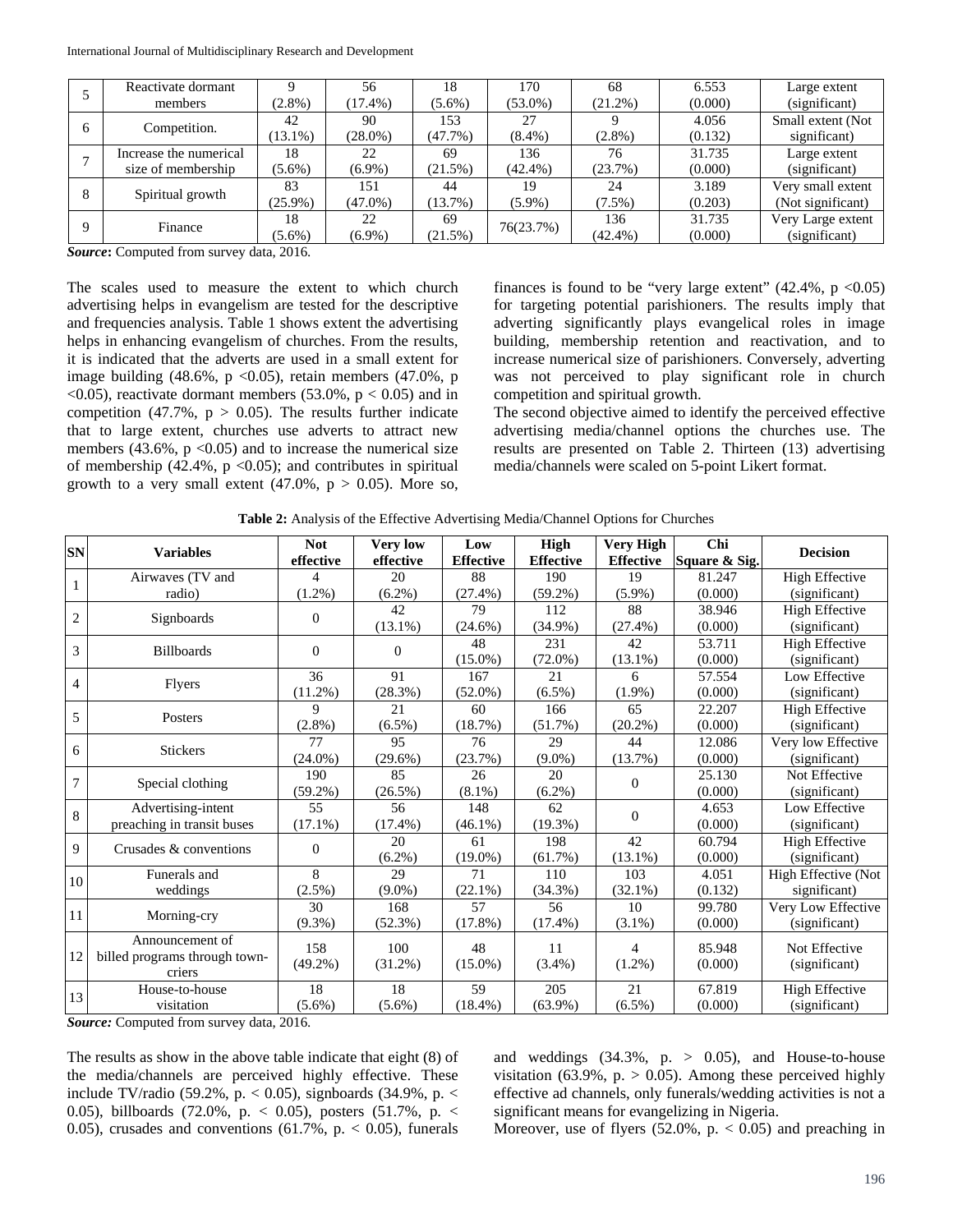| 5 | Reactivate dormant members | 9 (2.8%) | 56 (17.4%) | 18 (5.6%) | 170 (53.0%) | 68 (21.2%) | 6.553 (0.000) | Large extent (significant) |
|---|---|---|---|---|---|---|---|---|
| 6 | Competition. | 42 (13.1%) | 90 (28.0%) | 153 (47.7%) | 27 (8.4%) | 9 (2.8%) | 4.056 (0.132) | Small extent (Not significant) |
| 7 | Increase the numerical size of membership | 18 (5.6%) | 22 (6.9%) | 69 (21.5%) | 136 (42.4%) | 76 (23.7%) | 31.735 (0.000) | Large extent (significant) |
| 8 | Spiritual growth | 83 (25.9%) | 151 (47.0%) | 44 (13.7%) | 19 (5.9%) | 24 (7.5%) | 3.189 (0.203) | Very small extent (Not significant) |
| 9 | Finance | 18 (5.6%) | 22 (6.9%) | 69 (21.5%) | 76(23.7%) | 136 (42.4%) | 31.735 (0.000) | Very Large extent (significant) |

***Source*:** Computed from survey data, 2016.

The scales used to measure the extent to which church advertising helps in evangelism are tested for the descriptive and frequencies analysis. Table 1 shows extent the advertising helps in enhancing evangelism of churches. From the results, it is indicated that the adverts are used in a small extent for image building (48.6%, $p < 0.05$), retain members (47.0%, $p < 0.05$), reactivate dormant members (53.0%, $p < 0.05$) and in competition (47.7%, $p > 0.05$). The results further indicate that to large extent, churches use adverts to attract new members (43.6%, $p < 0.05$) and to increase the numerical size of membership (42.4%, $p < 0.05$); and contributes in spiritual growth to a very small extent (47.0%, $p > 0.05$). More so, finances is found to be "very large extent" (42.4%, $p < 0.05$) for targeting potential parishioners. The results imply that adverting significantly plays evangelical roles in image building, membership retention and reactivation, and to increase numerical size of parishioners. Conversely, adverting was not perceived to play significant role in church competition and spiritual growth.

The second objective aimed to identify the perceived effective advertising media/channel options the churches use. The results are presented on Table 2. Thirteen (13) advertising media/channels were scaled on 5-point Likert format.

**Table 2:** Analysis of the Effective Advertising Media/Channel Options for Churches

| SN | Variables | Not effective | Very low effective | Low Effective | High Effective | Very High Effective | Chi Square & Sig. | Decision |
|---|---|---|---|---|---|---|---|---|
| 1 | Airwaves (TV and radio) | 4 (1.2%) | 20 (6.2%) | 88 (27.4%) | 190 (59.2%) | 19 (5.9%) | 81.247 (0.000) | High Effective (significant) |
| 2 | Signboards | 0 | 42 (13.1%) | 79 (24.6%) | 112 (34.9%) | 88 (27.4%) | 38.946 (0.000) | High Effective (significant) |
| 3 | Billboards | 0 | 0 | 48 (15.0%) | 231 (72.0%) | 42 (13.1%) | 53.711 (0.000) | High Effective (significant) |
| 4 | Flyers | 36 (11.2%) | 91 (28.3%) | 167 (52.0%) | 21 (6.5%) | 6 (1.9%) | 57.554 (0.000) | Low Effective (significant) |
| 5 | Posters | 9 (2.8%) | 21 (6.5%) | 60 (18.7%) | 166 (51.7%) | 65 (20.2%) | 22.207 (0.000) | High Effective (significant) |
| 6 | Stickers | 77 (24.0%) | 95 (29.6%) | 76 (23.7%) | 29 (9.0%) | 44 (13.7%) | 12.086 (0.000) | Very low Effective (significant) |
| 7 | Special clothing | 190 (59.2%) | 85 (26.5%) | 26 (8.1%) | 20 (6.2%) | 0 | 25.130 (0.000) | Not Effective (significant) |
| 8 | Advertising-intent preaching in transit buses | 55 (17.1%) | 56 (17.4%) | 148 (46.1%) | 62 (19.3%) | 0 | 4.653 (0.000) | Low Effective (significant) |
| 9 | Crusades & conventions | 0 | 20 (6.2%) | 61 (19.0%) | 198 (61.7%) | 42 (13.1%) | 60.794 (0.000) | High Effective (significant) |
| 10 | Funerals and weddings | 8 (2.5%) | 29 (9.0%) | 71 (22.1%) | 110 (34.3%) | 103 (32.1%) | 4.051 (0.132) | High Effective (Not significant) |
| 11 | Morning-cry | 30 (9.3%) | 168 (52.3%) | 57 (17.8%) | 56 (17.4%) | 10 (3.1%) | 99.780 (0.000) | Very Low Effective (significant) |
| 12 | Announcement of billed programs through town-criers | 158 (49.2%) | 100 (31.2%) | 48 (15.0%) | 11 (3.4%) | 4 (1.2%) | 85.948 (0.000) | Not Effective (significant) |
| 13 | House-to-house visitation | 18 (5.6%) | 18 (5.6%) | 59 (18.4%) | 205 (63.9%) | 21 (6.5%) | 67.819 (0.000) | High Effective (significant) |

***Source:*** Computed from survey data, 2016.

The results as show in the above table indicate that eight (8) of the media/channels are perceived highly effective. These include TV/radio (59.2%, $p. < 0.05$), signboards (34.9%, $p. < 0.05$), billboards (72.0%, $p. < 0.05$), posters (51.7%, $p. < 0.05$), crusades and conventions (61.7%, $p. < 0.05$), funerals and weddings (34.3%, $p. > 0.05$), and House-to-house visitation (63.9%, $p. > 0.05$). Among these perceived highly effective ad channels, only funerals/wedding activities is not a significant means for evangelizing in Nigeria.

Moreover, use of flyers (52.0%, $p. < 0.05$) and preaching in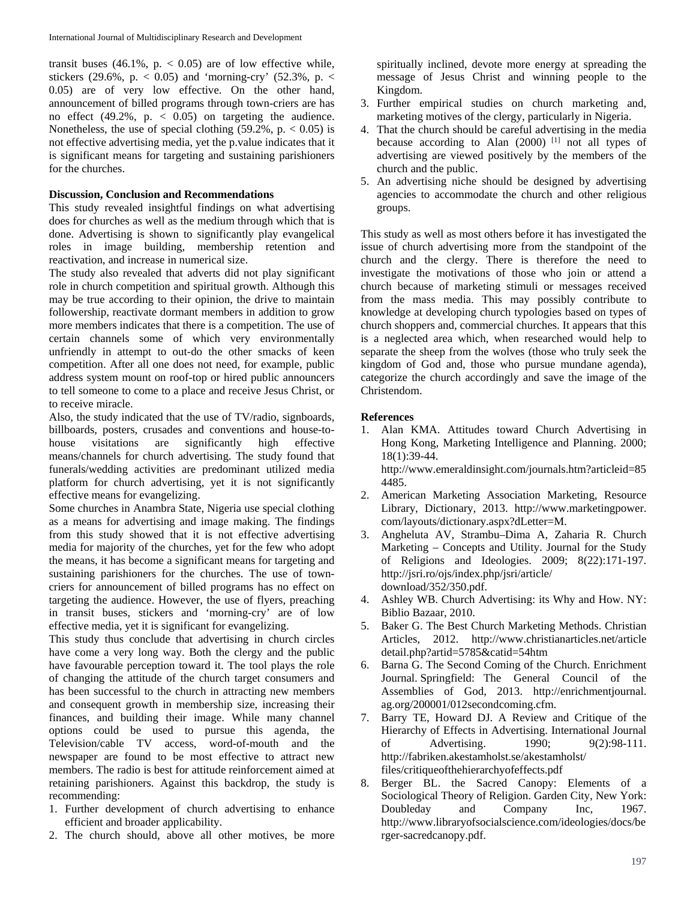transit buses (46.1%, $p < 0.05$) are of low effective while, stickers (29.6%, $p < 0.05$) and 'morning-cry' (52.3%, $p < 0.05$) are of very low effective. On the other hand, announcement of billed programs through town-criers are has no effect (49.2%, $p < 0.05$) on targeting the audience. Nonetheless, the use of special clothing (59.2%, $p < 0.05$) is not effective advertising media, yet the p.value indicates that it is significant means for targeting and sustaining parishioners for the churches.

**Discussion, Conclusion and Recommendations**

This study revealed insightful findings on what advertising does for churches as well as the medium through which that is done. Advertising is shown to significantly play evangelical roles in image building, membership retention and reactivation, and increase in numerical size.

The study also revealed that adverts did not play significant role in church competition and spiritual growth. Although this may be true according to their opinion, the drive to maintain followership, reactivate dormant members in addition to grow more members indicates that there is a competition. The use of certain channels some of which very environmentally unfriendly in attempt to out-do the other smacks of keen competition. After all one does not need, for example, public address system mount on roof-top or hired public announcers to tell someone to come to a place and receive Jesus Christ, or to receive miracle.

Also, the study indicated that the use of TV/radio, signboards, billboards, posters, crusades and conventions and house-to-house visitations are significantly high effective means/channels for church advertising. The study found that funerals/wedding activities are predominant utilized media platform for church advertising, yet it is not significantly effective means for evangelizing.

Some churches in Anambra State, Nigeria use special clothing as a means for advertising and image making. The findings from this study showed that it is not effective advertising media for majority of the churches, yet for the few who adopt the means, it has become a significant means for targeting and sustaining parishioners for the churches. The use of town-criers for announcement of billed programs has no effect on targeting the audience. However, the use of flyers, preaching in transit buses, stickers and 'morning-cry' are of low effective media, yet it is significant for evangelizing.

This study thus conclude that advertising in church circles have come a very long way. Both the clergy and the public have favourable perception toward it. The tool plays the role of changing the attitude of the church target consumers and has been successful to the church in attracting new members and consequent growth in membership size, increasing their finances, and building their image. While many channel options could be used to pursue this agenda, the Television/cable TV access, word-of-mouth and the newspaper are found to be most effective to attract new members. The radio is best for attitude reinforcement aimed at retaining parishioners. Against this backdrop, the study is recommending:

1. Further development of church advertising to enhance efficient and broader applicability.
2. The church should, above all other motives, be more spiritually inclined, devote more energy at spreading the message of Jesus Christ and winning people to the Kingdom.
3. Further empirical studies on church marketing and, marketing motives of the clergy, particularly in Nigeria.
4. That the church should be careful advertising in the media because according to Alan (2000) [1] not all types of advertising are viewed positively by the members of the church and the public.
5. An advertising niche should be designed by advertising agencies to accommodate the church and other religious groups.

This study as well as most others before it has investigated the issue of church advertising more from the standpoint of the church and the clergy. There is therefore the need to investigate the motivations of those who join or attend a church because of marketing stimuli or messages received from the mass media. This may possibly contribute to knowledge at developing church typologies based on types of church shoppers and, commercial churches. It appears that this is a neglected area which, when researched would help to separate the sheep from the wolves (those who truly seek the kingdom of God and, those who pursue mundane agenda), categorize the church accordingly and save the image of the Christendom.

**References**

1. Alan KMA. Attitudes toward Church Advertising in Hong Kong, Marketing Intelligence and Planning. 2000; 18(1):39-44. http://www.emeraldinsight.com/journals.htm?articleid=854485.
2. American Marketing Association Marketing, Resource Library, Dictionary, 2013. http://www.marketingpower.com/layouts/dictionary.aspx?dLetter=M.
3. Angheluta AV, Strambu–Dima A, Zaharia R. Church Marketing – Concepts and Utility. Journal for the Study of Religions and Ideologies. 2009; 8(22):171-197. http://jsri.ro/ojs/index.php/jsri/article/download/352/350.pdf.
4. Ashley WB. Church Advertising: its Why and How. NY: Biblio Bazaar, 2010.
5. Baker G. The Best Church Marketing Methods. Christian Articles, 2012. http://www.christianarticles.net/articledetail.php?artid=5785&catid=54htm
6. Barna G. The Second Coming of the Church. Enrichment Journal. Springfield: The General Council of the Assemblies of God, 2013. http://enrichmentjournal.ag.org/200001/012secondcoming.cfm.
7. Barry TE, Howard DJ. A Review and Critique of the Hierarchy of Effects in Advertising. International Journal of Advertising. 1990; 9(2):98-111. http://fabriken.akestamholst.se/akestamholst/files/critiqueofthehierarchyofeffects.pdf
8. Berger BL. the Sacred Canopy: Elements of a Sociological Theory of Religion. Garden City, New York: Doubleday and Company Inc, 1967. http://www.libraryofsocialscience.com/ideologies/docs/berger-sacredcanopy.pdf.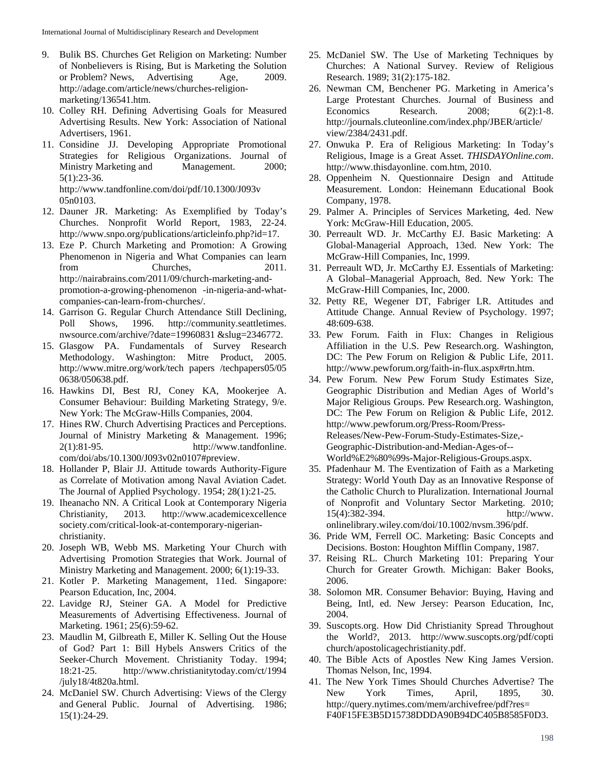9. Bulik BS. Churches Get Religion on Marketing: Number of Nonbelievers is Rising, But is Marketing the Solution or Problem? News, Advertising Age, 2009. http://adage.com/article/news/churches-religion-marketing/136541.htm.
10. Colley RH. Defining Advertising Goals for Measured Advertising Results. New York: Association of National Advertisers, 1961.
11. Considine JJ. Developing Appropriate Promotional Strategies for Religious Organizations. Journal of Ministry Marketing and Management. 2000; 5(1):23-36. http://www.tandfonline.com/doi/pdf/10.1300/J093v05n0103.
12. Dauner JR. Marketing: As Exemplified by Today's Churches. Nonprofit World Report, 1983, 22-24. http://www.snpo.org/publications/articleinfo.php?id=17.
13. Eze P. Church Marketing and Promotion: A Growing Phenomenon in Nigeria and What Companies can learn from Churches, 2011. http://nairabrains.com/2011/09/church-marketing-and-promotion-a-growing-phenomenon -in-nigeria-and-what-companies-can-learn-from-churches/.
14. Garrison G. Regular Church Attendance Still Declining, Poll Shows, 1996. http://community.seattletimes.nwsource.com/archive/?date=19960831 &slug=2346772.
15. Glasgow PA. Fundamentals of Survey Research Methodology. Washington: Mitre Product, 2005. http://www.mitre.org/work/tech papers /techpapers05/050638/050638.pdf.
16. Hawkins DI, Best RJ, Coney KA, Mookerjee A. Consumer Behaviour: Building Marketing Strategy, 9/e. New York: The McGraw-Hills Companies, 2004.
17. Hines RW. Church Advertising Practices and Perceptions. Journal of Ministry Marketing & Management. 1996; 2(1):81-95. http://www.tandfonline.com/doi/abs/10.1300/J093v02n0107#preview.
18. Hollander P, Blair JJ. Attitude towards Authority-Figure as Correlate of Motivation among Naval Aviation Cadet. The Journal of Applied Psychology. 1954; 28(1):21-25.
19. Iheanacho NN. A Critical Look at Contemporary Nigeria Christianity, 2013. http://www.academicexcellencesociety.com/critical-look-at-contemporary-nigerian-christianity.
20. Joseph WB, Webb MS. Marketing Your Church with Advertising Promotion Strategies that Work. Journal of Ministry Marketing and Management. 2000; 6(1):19-33.
21. Kotler P. Marketing Management, 11ed. Singapore: Pearson Education, Inc, 2004.
22. Lavidge RJ, Steiner GA. A Model for Predictive Measurements of Advertising Effectiveness. Journal of Marketing. 1961; 25(6):59-62.
23. Maudlin M, Gilbreath E, Miller K. Selling Out the House of God? Part 1: Bill Hybels Answers Critics of the Seeker-Church Movement. Christianity Today. 1994; 18:21-25. http://www.christianitytoday.com/ct/1994/july18/4t820a.html.
24. McDaniel SW. Church Advertising: Views of the Clergy and General Public. Journal of Advertising. 1986; 15(1):24-29.
25. McDaniel SW. The Use of Marketing Techniques by Churches: A National Survey. Review of Religious Research. 1989; 31(2):175-182.
26. Newman CM, Benchener PG. Marketing in America's Large Protestant Churches. Journal of Business and Economics Research. 2008; 6(2):1-8. http://journals.cluteonline.com/index.php/JBER/article/view/2384/2431.pdf.
27. Onwuka P. Era of Religious Marketing: In Today's Religious, Image is a Great Asset. *THISDAYOnline.com*. http://www.thisdayonline. com.htm, 2010.
28. Oppenheim N. Questionnaire Design and Attitude Measurement. London: Heinemann Educational Book Company, 1978.
29. Palmer A. Principles of Services Marketing, 4ed. New York: McGraw-Hill Education, 2005.
30. Perreault WD. Jr. McCarthy EJ. Basic Marketing: A Global-Managerial Approach, 13ed. New York: The McGraw-Hill Companies, Inc, 1999.
31. Perreault WD, Jr. McCarthy EJ. Essentials of Marketing: A Global–Managerial Approach, 8ed. New York: The McGraw-Hill Companies, Inc, 2000.
32. Petty RE, Wegener DT, Fabriger LR. Attitudes and Attitude Change. Annual Review of Psychology. 1997; 48:609-638.
33. Pew Forum. Faith in Flux: Changes in Religious Affiliation in the U.S. Pew Research.org. Washington, DC: The Pew Forum on Religion & Public Life, 2011. http://www.pewforum.org/faith-in-flux.aspx#rtn.htm.
34. Pew Forum. New Pew Forum Study Estimates Size, Geographic Distribution and Median Ages of World's Major Religious Groups. Pew Research.org. Washington, DC: The Pew Forum on Religion & Public Life, 2012. http://www.pewforum.org/Press-Room/Press-Releases/New-Pew-Forum-Study-Estimates-Size,-Geographic-Distribution-and-Median-Ages-of--World%E2%80%99s-Major-Religious-Groups.aspx.
35. Pfadenhaur M. The Eventization of Faith as a Marketing Strategy: World Youth Day as an Innovative Response of the Catholic Church to Pluralization. International Journal of Nonprofit and Voluntary Sector Marketing. 2010; 15(4):382-394. http://www.onlinelibrary.wiley.com/doi/10.1002/nvsm.396/pdf.
36. Pride WM, Ferrell OC. Marketing: Basic Concepts and Decisions. Boston: Houghton Mifflin Company, 1987.
37. Reising RL. Church Marketing 101: Preparing Your Church for Greater Growth. Michigan: Baker Books, 2006.
38. Solomon MR. Consumer Behavior: Buying, Having and Being, Intl, ed. New Jersey: Pearson Education, Inc, 2004.
39. Suscopts.org. How Did Christianity Spread Throughout the World?, 2013. http://www.suscopts.org/pdf/copti church/apostolicagechristianity.pdf.
40. The Bible Acts of Apostles New King James Version. Thomas Nelson, Inc, 1994.
41. The New York Times Should Churches Advertise? The New York Times, April, 1895, 30. http://query.nytimes.com/mem/archivefree/pdf?res=F40F15FE3B5D15738DDDA90B94DC405B8585F0D3.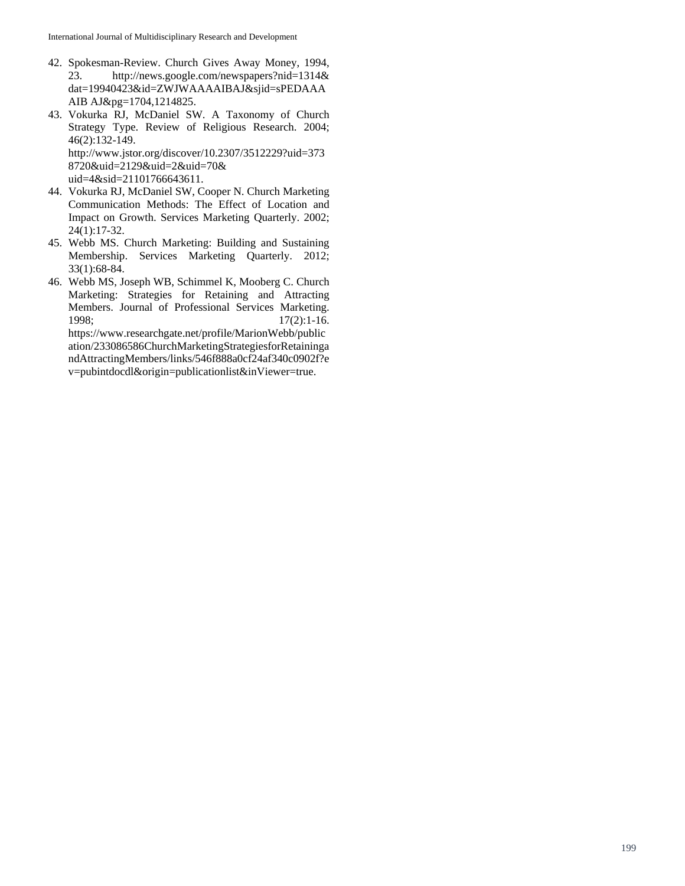42. Spokesman-Review. Church Gives Away Money, 1994, 23. http://news.google.com/newspapers?nid=1314&dat=19940423&id=ZWJWAAAAIBAJ&sjid=sPEDAAAAIB AJ&pg=1704,1214825.
43. Vokurka RJ, McDaniel SW. A Taxonomy of Church Strategy Type. Review of Religious Research. 2004; 46(2):132-149. http://www.jstor.org/discover/10.2307/3512229?uid=3738720&uid=2129&uid=2&uid=70&uid=4&sid=21101766643611.
44. Vokurka RJ, McDaniel SW, Cooper N. Church Marketing Communication Methods: The Effect of Location and Impact on Growth. Services Marketing Quarterly. 2002; 24(1):17-32.
45. Webb MS. Church Marketing: Building and Sustaining Membership. Services Marketing Quarterly. 2012; 33(1):68-84.
46. Webb MS, Joseph WB, Schimmel K, Mooberg C. Church Marketing: Strategies for Retaining and Attracting Members. Journal of Professional Services Marketing. 1998; 17(2):1-16. https://www.researchgate.net/profile/MarionWebb/publication/233086586ChurchMarketingStrategiesforRetainingandAttractingMembers/links/546f888a0cf24af340c0902f?ev=pubintdocdl&origin=publicationlist&inViewer=true.